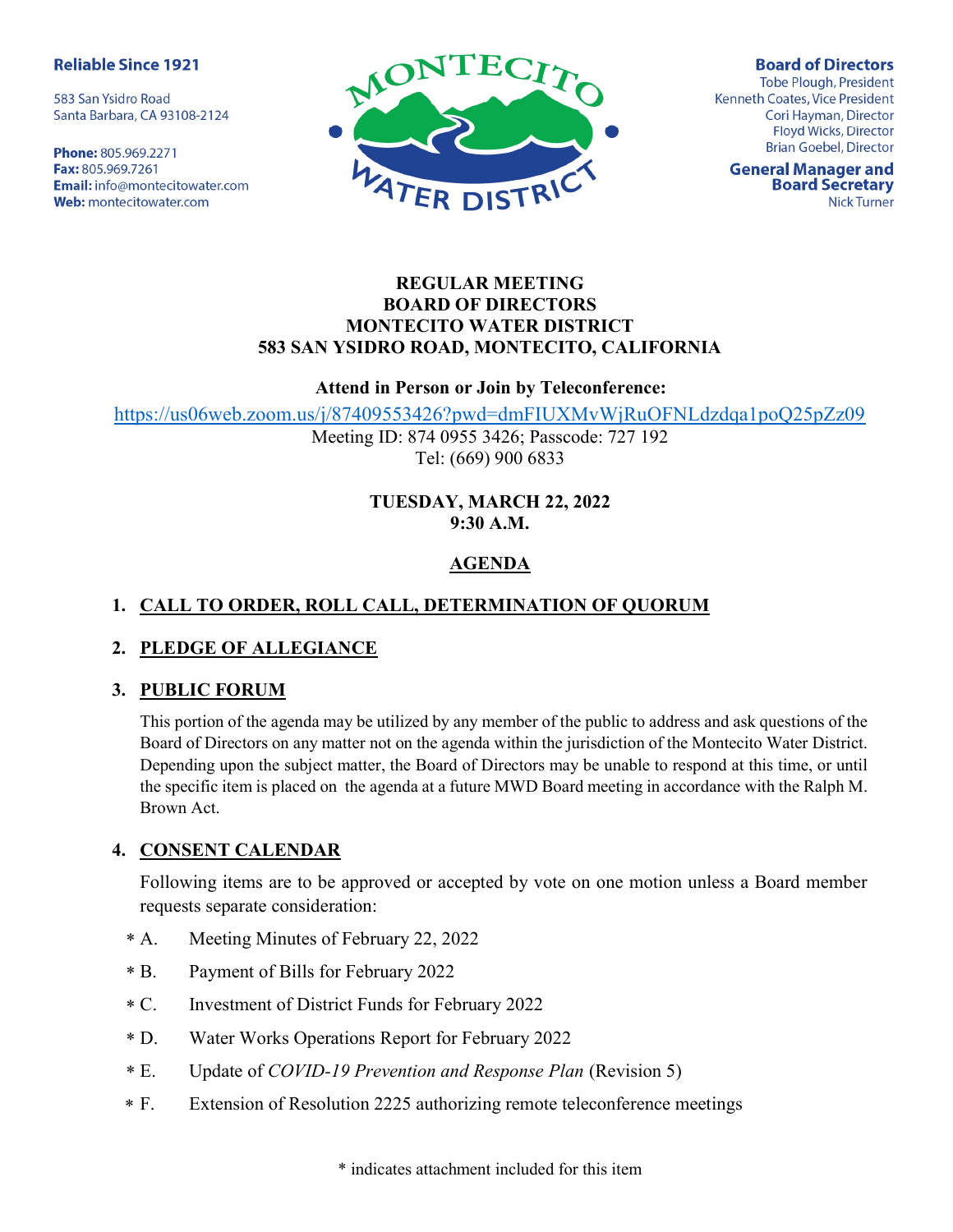**Reliable Since 1921**

583 San Ysidro Road
Santa Barbara, CA 93108-2124

**Phone:** 805.969.2271
**Fax:** 805.969.7261
**Email:** info@montecitowater.com
**Web:** montecitowater.com

MONTECITO WATER DISTRICT

**Board of Directors**
Tobe Plough, President
Kenneth Coates, Vice President
Cori Hayman, Director
Floyd Wicks, Director
Brian Goebel, Director

**General Manager and Board Secretary**
Nick Turner

**REGULAR MEETING**
**BOARD OF DIRECTORS**
**MONTECITO WATER DISTRICT**
**583 SAN YSIDRO ROAD, MONTECITO, CALIFORNIA**

**Attend in Person or Join by Teleconference:**

https://us06web.zoom.us/j/87409553426?pwd=dmFIUXMvWjRuOFNLdzdqa1poQ25pZz09

Meeting ID: 874 0955 3426; Passcode: 727 192
Tel: (669) 900 6833

**TUESDAY, MARCH 22, 2022**
**9:30 A.M.**

**AGENDA**

1. **CALL TO ORDER, ROLL CALL, DETERMINATION OF QUORUM**

2. **PLEDGE OF ALLEGIANCE**

3. **PUBLIC FORUM**

   This portion of the agenda may be utilized by any member of the public to address and ask questions of the Board of Directors on any matter not on the agenda within the jurisdiction of the Montecito Water District. Depending upon the subject matter, the Board of Directors may be unable to respond at this time, or until the specific item is placed on the agenda at a future MWD Board meeting in accordance with the Ralph M. Brown Act.

4. **CONSENT CALENDAR**

   Following items are to be approved or accepted by vote on one motion unless a Board member requests separate consideration:

   * A. Meeting Minutes of February 22, 2022
   * B. Payment of Bills for February 2022
   * C. Investment of District Funds for February 2022
   * D. Water Works Operations Report for February 2022
   * E. Update of *COVID-19 Prevention and Response Plan* (Revision 5)
   * F. Extension of Resolution 2225 authorizing remote teleconference meetings

\* indicates attachment included for this item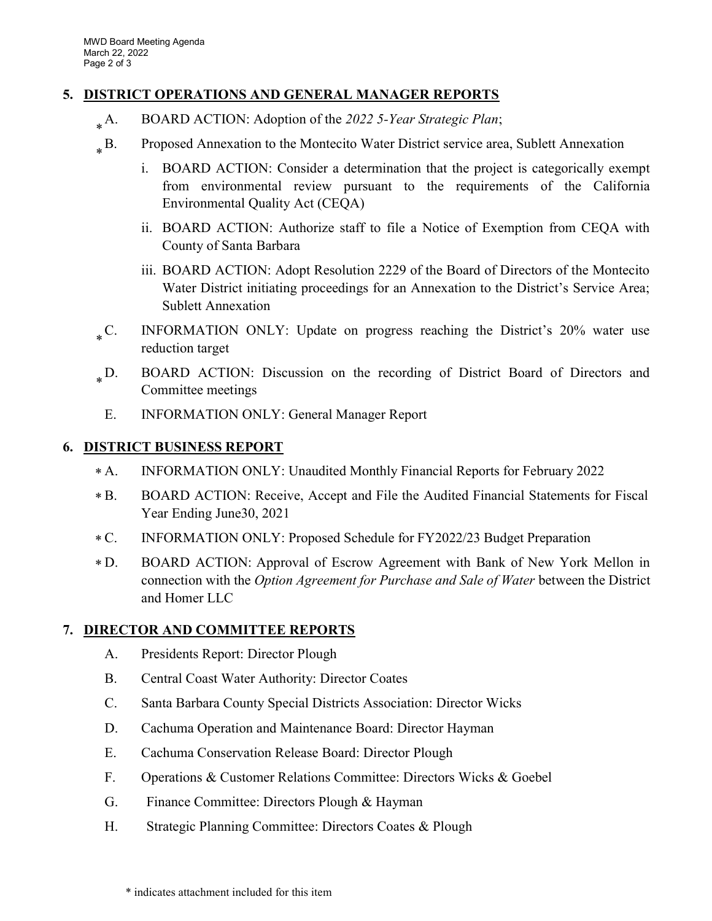## 5. DISTRICT OPERATIONS AND GENERAL MANAGER REPORTS

*A. BOARD ACTION: Adoption of the *2022 5-Year Strategic Plan*;

*B. Proposed Annexation to the Montecito Water District service area, Sublett Annexation

i. BOARD ACTION: Consider a determination that the project is categorically exempt from environmental review pursuant to the requirements of the California Environmental Quality Act (CEQA)

ii. BOARD ACTION: Authorize staff to file a Notice of Exemption from CEQA with County of Santa Barbara

iii. BOARD ACTION: Adopt Resolution 2229 of the Board of Directors of the Montecito Water District initiating proceedings for an Annexation to the District's Service Area; Sublett Annexation

*C. INFORMATION ONLY: Update on progress reaching the District's 20% water use reduction target

*D. BOARD ACTION: Discussion on the recording of District Board of Directors and Committee meetings

E. INFORMATION ONLY: General Manager Report

## 6. DISTRICT BUSINESS REPORT

*A. INFORMATION ONLY: Unaudited Monthly Financial Reports for February 2022

*B. BOARD ACTION: Receive, Accept and File the Audited Financial Statements for Fiscal Year Ending June30, 2021

*C. INFORMATION ONLY: Proposed Schedule for FY2022/23 Budget Preparation

*D. BOARD ACTION: Approval of Escrow Agreement with Bank of New York Mellon in connection with the *Option Agreement for Purchase and Sale of Water* between the District and Homer LLC

## 7. DIRECTOR AND COMMITTEE REPORTS

A. Presidents Report: Director Plough

B. Central Coast Water Authority: Director Coates

C. Santa Barbara County Special Districts Association: Director Wicks

D. Cachuma Operation and Maintenance Board: Director Hayman

E. Cachuma Conservation Release Board: Director Plough

F. Operations & Customer Relations Committee: Directors Wicks & Goebel

G. Finance Committee: Directors Plough & Hayman

H. Strategic Planning Committee: Directors Coates & Plough

\* indicates attachment included for this item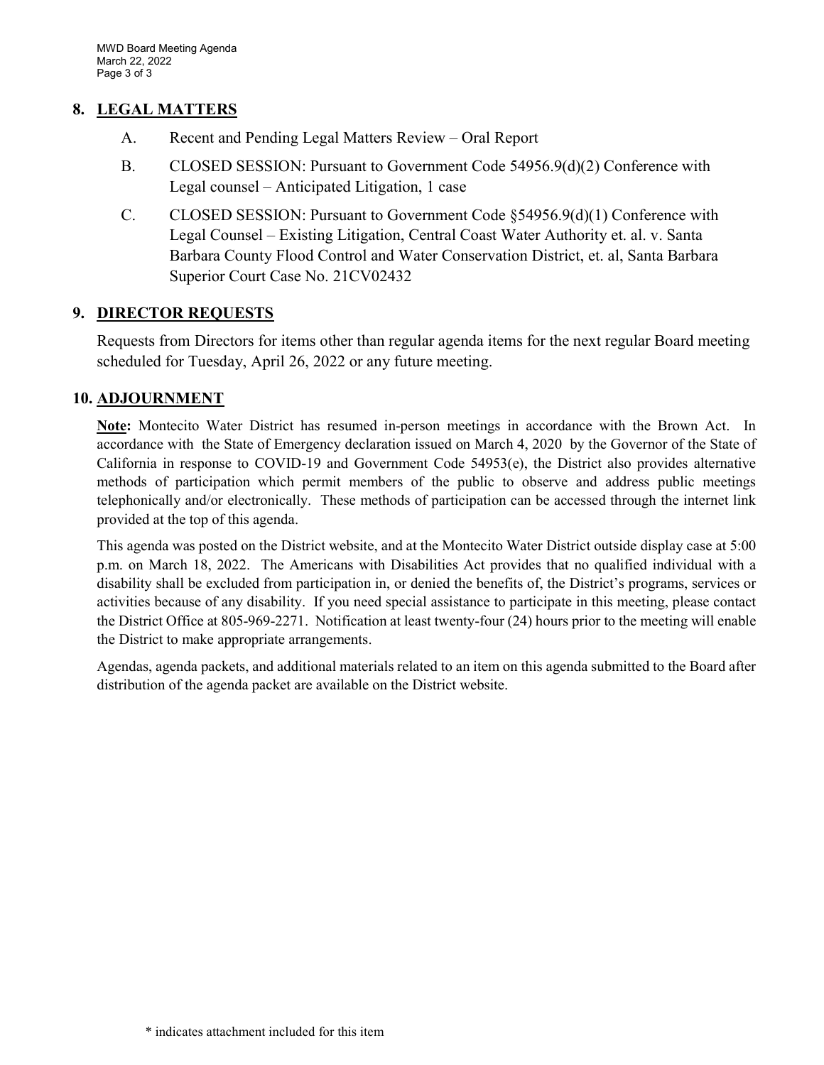## 8. LEGAL MATTERS

A. Recent and Pending Legal Matters Review – Oral Report

B. CLOSED SESSION: Pursuant to Government Code 54956.9(d)(2) Conference with Legal counsel – Anticipated Litigation, 1 case

C. CLOSED SESSION: Pursuant to Government Code §54956.9(d)(1) Conference with Legal Counsel – Existing Litigation, Central Coast Water Authority et. al. v. Santa Barbara County Flood Control and Water Conservation District, et. al, Santa Barbara Superior Court Case No. 21CV02432

## 9. DIRECTOR REQUESTS

Requests from Directors for items other than regular agenda items for the next regular Board meeting scheduled for Tuesday, April 26, 2022 or any future meeting.

## 10. ADJOURNMENT

**Note:** Montecito Water District has resumed in-person meetings in accordance with the Brown Act. In accordance with the State of Emergency declaration issued on March 4, 2020 by the Governor of the State of California in response to COVID-19 and Government Code 54953(e), the District also provides alternative methods of participation which permit members of the public to observe and address public meetings telephonically and/or electronically. These methods of participation can be accessed through the internet link provided at the top of this agenda.

This agenda was posted on the District website, and at the Montecito Water District outside display case at 5:00 p.m. on March 18, 2022. The Americans with Disabilities Act provides that no qualified individual with a disability shall be excluded from participation in, or denied the benefits of, the District's programs, services or activities because of any disability. If you need special assistance to participate in this meeting, please contact the District Office at 805-969-2271. Notification at least twenty-four (24) hours prior to the meeting will enable the District to make appropriate arrangements.

Agendas, agenda packets, and additional materials related to an item on this agenda submitted to the Board after distribution of the agenda packet are available on the District website.

\* indicates attachment included for this item